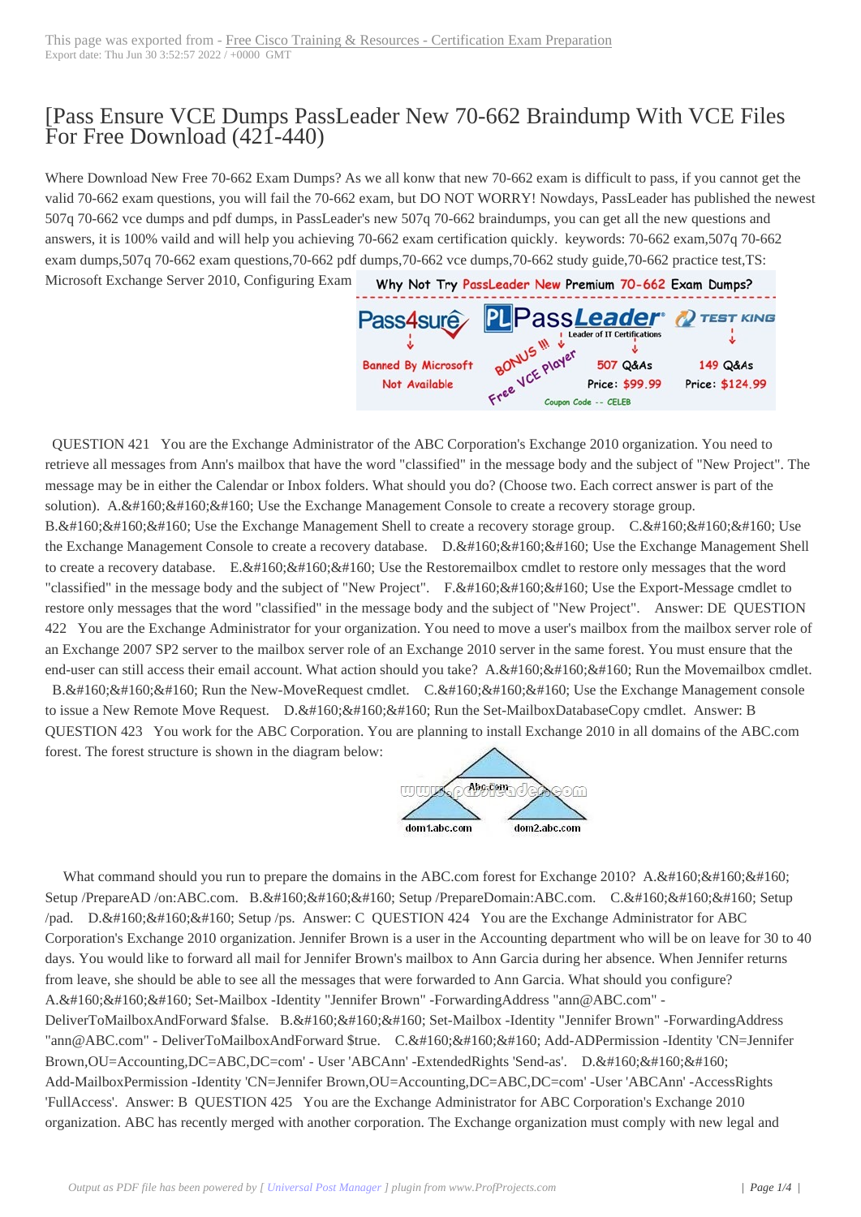# [Pass Ensure VCE Dumps PassLeader New 70-662 Braindump With VCE Files For Free Download (421-440)

Where Download New Free 70-662 Exam Dumps? As we all konw that new 70-662 exam is difficult to pass, if you cannot get the valid 70-662 exam questions, you will fail the 70-662 exam, but DO NOT WORRY! Nowdays, PassLeader has published the newest 507q 70-662 vce dumps and pdf dumps, in PassLeader's new 507q 70-662 braindumps, you can get all the new questions and answers, it is 100% vaild and will help you achieving 70-662 exam certification quickly. keywords: 70-662 exam,507q 70-662 exam dumps,507q 70-662 exam questions,70-662 pdf dumps,70-662 vce dumps,70-662 study guide,70-662 practice test,TS: Microsoft Exchange Server 2010, Configuring Exam

QUESTION 421 You are the Exchange Administrator of the ABC Corporation's Exchange 2010 organization. You need to retrieve all messages from Ann's mailbox that have the word "classified" in the message body and the subject of "New Project". The message may be in either the Calendar or Inbox folders. What should you do? (Choose two. Each correct answer is part of the solution). A.&#160;&#160;&#160; Use the Exchange Management Console to create a recovery storage group. B.&#160;&#160;&#160; Use the Exchange Management Shell to create a recovery storage group. C.&#160;&#160;&#160; Use the Exchange Management Console to create a recovery database. D.&#160;&#160;&#160; Use the Exchange Management Shell to create a recovery database. E.&#160;&#160;&#160; Use the Restoremailbox cmdlet to restore only messages that the word "classified" in the message body and the subject of "New Project". F.&#160;&#160;&#160; Use the Export-Message cmdlet to restore only messages that the word "classified" in the message body and the subject of "New Project". Answer: DE QUESTION 422 You are the Exchange Administrator for your organization. You need to move a user's mailbox from the mailbox server role of an Exchange 2007 SP2 server to the mailbox server role of an Exchange 2010 server in the same forest. You must ensure that the end-user can still access their email account. What action should you take? A.&#160;&#160;&#160; Run the Movemailbox cmdlet. B.&#160;&#160;&#160; Run the New-MoveRequest cmdlet. C.&#160;&#160;&#160; Use the Exchange Management console to issue a New Remote Move Request. D.&#160;&#160;&#160; Run the Set-MailboxDatabaseCopy cmdlet. Answer: B QUESTION 423 You work for the ABC Corporation. You are planning to install Exchange 2010 in all domains of the ABC.com forest. The forest structure is shown in the diagram below:

What command should you run to prepare the domains in the ABC.com forest for Exchange 2010? A.&#160;&#160;&#160; Setup /PrepareAD /on:ABC.com. B.&#160;&#160;&#160; Setup /PrepareDomain:ABC.com. C.&#160;&#160;&#160; Setup /pad. D.&#160;&#160;&#160; Setup /ps. Answer: C QUESTION 424 You are the Exchange Administrator for ABC Corporation's Exchange 2010 organization. Jennifer Brown is a user in the Accounting department who will be on leave for 30 to 40 days. You would like to forward all mail for Jennifer Brown's mailbox to Ann Garcia during her absence. When Jennifer returns from leave, she should be able to see all the messages that were forwarded to Ann Garcia. What should you configure? A.&#160;&#160;&#160; Set-Mailbox -Identity "Jennifer Brown" -ForwardingAddress "ann@ABC.com" - DeliverToMailboxAndForward $false. B.&#160;&#160;&#160; Set-Mailbox -Identity "Jennifer Brown" -ForwardingAddress "ann@ABC.com" - DeliverToMailboxAndForward $true. C.&#160;&#160;&#160; Add-ADPermission -Identity 'CN=Jennifer Brown,OU=Accounting,DC=ABC,DC=com' - User 'ABCAnn' -ExtendedRights 'Send-as'. D.&#160;&#160;&#160; Add-MailboxPermission -Identity 'CN=Jennifer Brown,OU=Accounting,DC=ABC,DC=com' -User 'ABCAnn' -AccessRights 'FullAccess'. Answer: B QUESTION 425 You are the Exchange Administrator for ABC Corporation's Exchange 2010 organization. ABC has recently merged with another corporation. The Exchange organization must comply with new legal and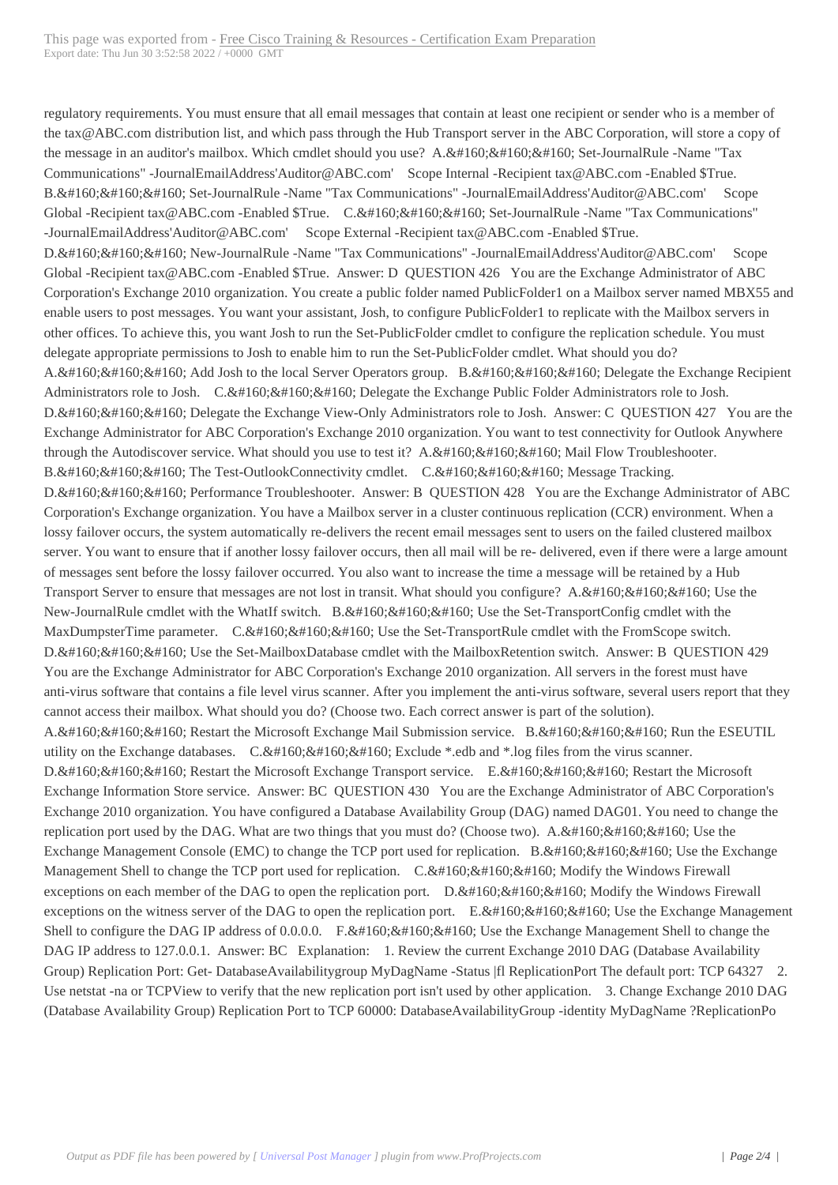regulatory requirements. You must ensure that all email messages that contain at least one recipient or sender who is a member of the tax@ABC.com distribution list, and which pass through the Hub Transport server in the ABC Corporation, will store a copy of the message in an auditor's mailbox. Which cmdlet should you use? A.&#160;&#160;&#160; Set-JournalRule -Name "Tax Communications" -JournalEmailAddress'Auditor@ABC.com' Scope Internal -Recipient tax@ABC.com -Enabled $True. B.&#160;&#160;&#160; Set-JournalRule -Name "Tax Communications" -JournalEmailAddress'Auditor@ABC.com' Scope Global -Recipient tax@ABC.com -Enabled $True. C.&#160;&#160;&#160; Set-JournalRule -Name "Tax Communications" -JournalEmailAddress'Auditor@ABC.com' Scope External -Recipient tax@ABC.com -Enabled $True. D.&#160;&#160;&#160; New-JournalRule -Name "Tax Communications" -JournalEmailAddress'Auditor@ABC.com' Scope Global -Recipient tax@ABC.com -Enabled $True. Answer: D QUESTION 426 You are the Exchange Administrator of ABC Corporation's Exchange 2010 organization. You create a public folder named PublicFolder1 on a Mailbox server named MBX55 and enable users to post messages. You want your assistant, Josh, to configure PublicFolder1 to replicate with the Mailbox servers in other offices. To achieve this, you want Josh to run the Set-PublicFolder cmdlet to configure the replication schedule. You must delegate appropriate permissions to Josh to enable him to run the Set-PublicFolder cmdlet. What should you do? A.&#160;&#160;&#160; Add Josh to the local Server Operators group. B.&#160;&#160;&#160; Delegate the Exchange Recipient Administrators role to Josh. C.&#160;&#160;&#160; Delegate the Exchange Public Folder Administrators role to Josh. D.&#160;&#160;&#160; Delegate the Exchange View-Only Administrators role to Josh. Answer: C QUESTION 427 You are the Exchange Administrator for ABC Corporation's Exchange 2010 organization. You want to test connectivity for Outlook Anywhere through the Autodiscover service. What should you use to test it? A.&#160;&#160;&#160; Mail Flow Troubleshooter. B.&#160;&#160;&#160; The Test-OutlookConnectivity cmdlet. C.&#160;&#160;&#160; Message Tracking. D.&#160;&#160;&#160; Performance Troubleshooter. Answer: B QUESTION 428 You are the Exchange Administrator of ABC Corporation's Exchange organization. You have a Mailbox server in a cluster continuous replication (CCR) environment. When a lossy failover occurs, the system automatically re-delivers the recent email messages sent to users on the failed clustered mailbox server. You want to ensure that if another lossy failover occurs, then all mail will be re- delivered, even if there were a large amount of messages sent before the lossy failover occurred. You also want to increase the time a message will be retained by a Hub Transport Server to ensure that messages are not lost in transit. What should you configure? A.&#160;&#160;&#160; Use the New-JournalRule cmdlet with the WhatIf switch. B.&#160;&#160;&#160; Use the Set-TransportConfig cmdlet with the MaxDumpsterTime parameter. C.&#160;&#160;&#160; Use the Set-TransportRule cmdlet with the FromScope switch. D.&#160;&#160;&#160; Use the Set-MailboxDatabase cmdlet with the MailboxRetention switch. Answer: B QUESTION 429 You are the Exchange Administrator for ABC Corporation's Exchange 2010 organization. All servers in the forest must have anti-virus software that contains a file level virus scanner. After you implement the anti-virus software, several users report that they cannot access their mailbox. What should you do? (Choose two. Each correct answer is part of the solution). A.&#160;&#160;&#160; Restart the Microsoft Exchange Mail Submission service. B.&#160;&#160;&#160; Run the ESEUTIL utility on the Exchange databases. C.&#160;&#160;&#160; Exclude *.edb and *.log files from the virus scanner. D.&#160;&#160;&#160; Restart the Microsoft Exchange Transport service. E.&#160;&#160;&#160; Restart the Microsoft Exchange Information Store service. Answer: BC QUESTION 430 You are the Exchange Administrator of ABC Corporation's Exchange 2010 organization. You have configured a Database Availability Group (DAG) named DAG01. You need to change the replication port used by the DAG. What are two things that you must do? (Choose two). A.&#160;&#160;&#160; Use the Exchange Management Console (EMC) to change the TCP port used for replication. B.&#160;&#160;&#160; Use the Exchange Management Shell to change the TCP port used for replication. C.&#160;&#160;&#160; Modify the Windows Firewall exceptions on each member of the DAG to open the replication port. D.&#160;&#160;&#160; Modify the Windows Firewall exceptions on the witness server of the DAG to open the replication port. E.&#160;&#160;&#160; Use the Exchange Management Shell to configure the DAG IP address of 0.0.0.0. F.&#160;&#160;&#160; Use the Exchange Management Shell to change the DAG IP address to 127.0.0.1. Answer: BC Explanation: 1. Review the current Exchange 2010 DAG (Database Availability Group) Replication Port: Get- DatabaseAvailabilitygroup MyDagName -Status |fl ReplicationPort The default port: TCP 64327 2. Use netstat -na or TCPView to verify that the new replication port isn't used by other application. 3. Change Exchange 2010 DAG (Database Availability Group) Replication Port to TCP 60000: DatabaseAvailabilityGroup -identity MyDagName ?ReplicationPo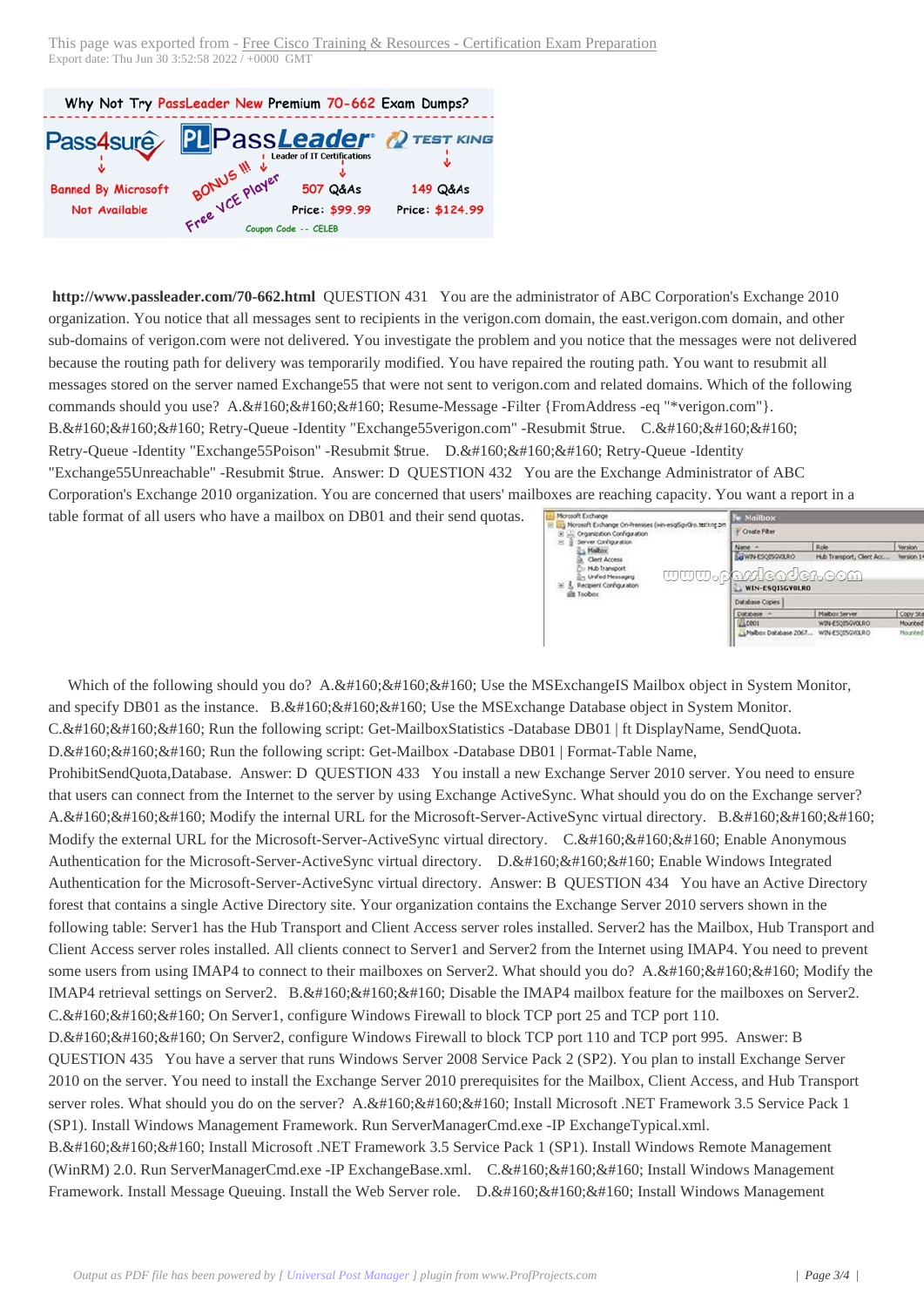Why Not Try PassLeader New Premium 70-662 Exam Dumps?

Pass4sure — Banned By Microsoft, Not Available | PassLeader (Leader of IT Certifications) — BONUS !!! Free VCE Player — 507 Q&As, Price: $99.99, Coupon Code -- CELEB | TEST KING — 149 Q&As, Price: $124.99

**http://www.passleader.com/70-662.html** QUESTION 431 You are the administrator of ABC Corporation's Exchange 2010 organization. You notice that all messages sent to recipients in the verigon.com domain, the east.verigon.com domain, and other sub-domains of verigon.com were not delivered. You investigate the problem and you notice that the messages were not delivered because the routing path for delivery was temporarily modified. You have repaired the routing path. You want to resubmit all messages stored on the server named Exchange55 that were not sent to verigon.com and related domains. Which of the following commands should you use? A.&#160;&#160;&#160; Resume-Message -Filter {FromAddress -eq "*verigon.com"}. B.&#160;&#160;&#160; Retry-Queue -Identity "Exchange55verigon.com" -Resubmit $true. C.&#160;&#160;&#160; Retry-Queue -Identity "Exchange55Poison" -Resubmit $true. D.&#160;&#160;&#160; Retry-Queue -Identity "Exchange55Unreachable" -Resubmit $true. Answer: D QUESTION 432 You are the Exchange Administrator of ABC Corporation's Exchange 2010 organization. You are concerned that users' mailboxes are reaching capacity. You want a report in a table format of all users who have a mailbox on DB01 and their send quotas.

Which of the following should you do? A.&#160;&#160;&#160; Use the MSExchangeIS Mailbox object in System Monitor, and specify DB01 as the instance. B.&#160;&#160;&#160; Use the MSExchange Database object in System Monitor. C.&#160;&#160;&#160; Run the following script: Get-MailboxStatistics -Database DB01 | ft DisplayName, SendQuota. D.&#160;&#160;&#160; Run the following script: Get-Mailbox -Database DB01 | Format-Table Name, ProhibitSendQuota,Database. Answer: D QUESTION 433 You install a new Exchange Server 2010 server. You need to ensure that users can connect from the Internet to the server by using Exchange ActiveSync. What should you do on the Exchange server? A.&#160;&#160;&#160; Modify the internal URL for the Microsoft-Server-ActiveSync virtual directory. B.&#160;&#160;&#160; Modify the external URL for the Microsoft-Server-ActiveSync virtual directory. C.&#160;&#160;&#160; Enable Anonymous Authentication for the Microsoft-Server-ActiveSync virtual directory. D.&#160;&#160;&#160; Enable Windows Integrated Authentication for the Microsoft-Server-ActiveSync virtual directory. Answer: B QUESTION 434 You have an Active Directory forest that contains a single Active Directory site. Your organization contains the Exchange Server 2010 servers shown in the following table: Server1 has the Hub Transport and Client Access server roles installed. Server2 has the Mailbox, Hub Transport and Client Access server roles installed. All clients connect to Server1 and Server2 from the Internet using IMAP4. You need to prevent some users from using IMAP4 to connect to their mailboxes on Server2. What should you do? A.&#160;&#160;&#160; Modify the IMAP4 retrieval settings on Server2. B.&#160;&#160;&#160; Disable the IMAP4 mailbox feature for the mailboxes on Server2. C.&#160;&#160;&#160; On Server1, configure Windows Firewall to block TCP port 25 and TCP port 110. D.&#160;&#160;&#160; On Server2, configure Windows Firewall to block TCP port 110 and TCP port 995. Answer: B QUESTION 435 You have a server that runs Windows Server 2008 Service Pack 2 (SP2). You plan to install Exchange Server 2010 on the server. You need to install the Exchange Server 2010 prerequisites for the Mailbox, Client Access, and Hub Transport server roles. What should you do on the server? A.&#160;&#160;&#160; Install Microsoft .NET Framework 3.5 Service Pack 1 (SP1). Install Windows Management Framework. Run ServerManagerCmd.exe -IP ExchangeTypical.xml. B.&#160;&#160;&#160; Install Microsoft .NET Framework 3.5 Service Pack 1 (SP1). Install Windows Remote Management (WinRM) 2.0. Run ServerManagerCmd.exe -IP ExchangeBase.xml. C.&#160;&#160;&#160; Install Windows Management Framework. Install Message Queuing. Install the Web Server role. D.&#160;&#160;&#160; Install Windows Management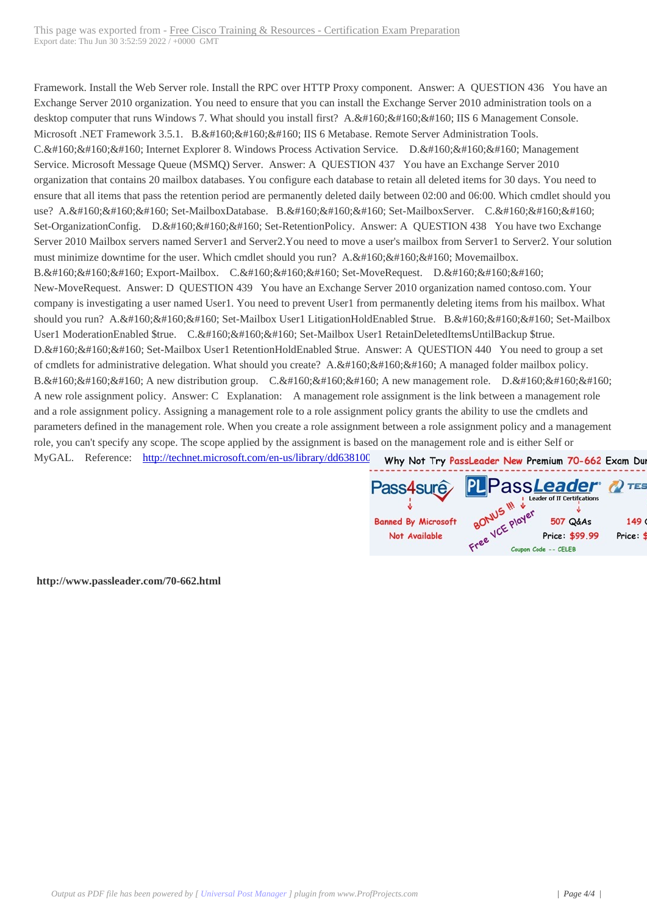Framework. Install the Web Server role. Install the RPC over HTTP Proxy component. Answer: A QUESTION 436 You have an Exchange Server 2010 organization. You need to ensure that you can install the Exchange Server 2010 administration tools on a desktop computer that runs Windows 7. What should you install first? A.&#160;&#160;&#160; IIS 6 Management Console. Microsoft .NET Framework 3.5.1. B.&#160;&#160;&#160; IIS 6 Metabase. Remote Server Administration Tools. C.&#160;&#160;&#160; Internet Explorer 8. Windows Process Activation Service. D.&#160;&#160;&#160; Management Service. Microsoft Message Queue (MSMQ) Server. Answer: A QUESTION 437 You have an Exchange Server 2010 organization that contains 20 mailbox databases. You configure each database to retain all deleted items for 30 days. You need to ensure that all items that pass the retention period are permanently deleted daily between 02:00 and 06:00. Which cmdlet should you use? A.&#160;&#160;&#160; Set-MailboxDatabase. B.&#160;&#160;&#160; Set-MailboxServer. C.&#160;&#160;&#160; Set-OrganizationConfig. D.&#160;&#160;&#160; Set-RetentionPolicy. Answer: A QUESTION 438 You have two Exchange Server 2010 Mailbox servers named Server1 and Server2.You need to move a user's mailbox from Server1 to Server2. Your solution must minimize downtime for the user. Which cmdlet should you run? A.&#160;&#160;&#160; Movemailbox. B.&#160;&#160;&#160; Export-Mailbox. C.&#160;&#160;&#160; Set-MoveRequest. D.&#160;&#160;&#160; New-MoveRequest. Answer: D QUESTION 439 You have an Exchange Server 2010 organization named contoso.com. Your company is investigating a user named User1. You need to prevent User1 from permanently deleting items from his mailbox. What should you run? A.&#160;&#160;&#160; Set-Mailbox User1 LitigationHoldEnabled $true. B.&#160;&#160;&#160; Set-Mailbox User1 ModerationEnabled $true. C.&#160;&#160;&#160; Set-Mailbox User1 RetainDeletedItemsUntilBackup $true. D.&#160;&#160;&#160; Set-Mailbox User1 RetentionHoldEnabled $true. Answer: A QUESTION 440 You need to group a set of cmdlets for administrative delegation. What should you create? A.&#160;&#160;&#160; A managed folder mailbox policy. B.&#160;&#160;&#160; A new distribution group. C.&#160;&#160;&#160; A new management role. D.&#160;&#160;&#160; A new role assignment policy. Answer: C Explanation: A management role assignment is the link between a management role and a role assignment policy. Assigning a management role to a role assignment policy grants the ability to use the cmdlets and parameters defined in the management role. When you create a role assignment between a role assignment policy and a management role, you can't specify any scope. The scope applied by the assignment is based on the management role and is either Self or MyGAL. Reference: http://technet.microsoft.com/en-us/library/dd638100

Why Not Try PassLeader New Premium 70-662 Exam Dumps

Pass4sure — Banned By Microsoft — Not Available

PassLeader — Leader of IT Certifications — BONUS !!! Free VCE Player — 507 Q&As — Price: $99.99 — Coupon Code -- CELEB

149 Q&As — Price: $

**http://www.passleader.com/70-662.html**